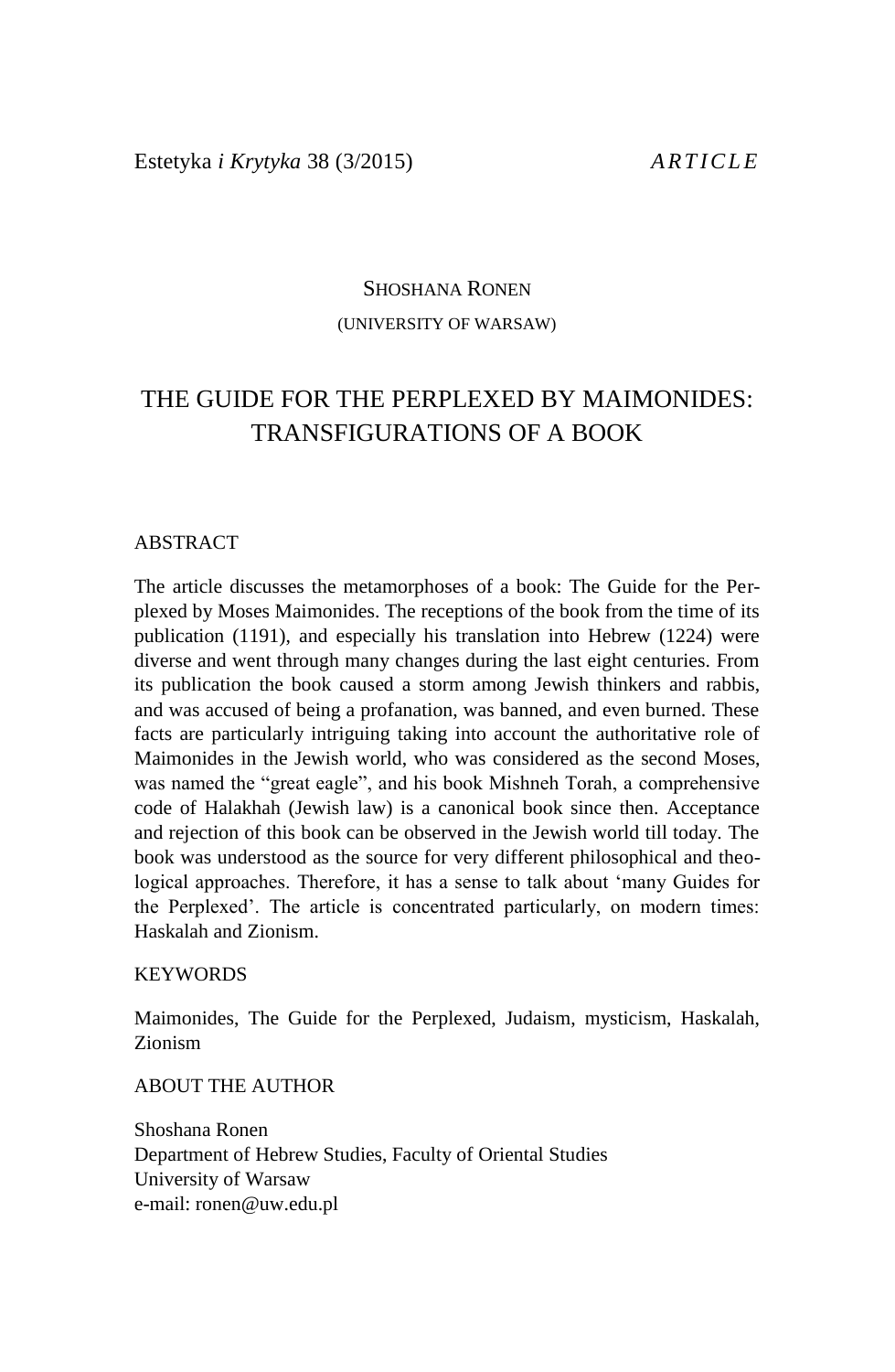SHOSHANA RONEN

(UNIVERSITY OF WARSAW)

# THE GUIDE FOR THE PERPLEXED BY MAIMONIDES: TRANSFIGURATIONS OF A BOOK

## ABSTRACT

The article discusses the metamorphoses of a book: The Guide for the Perplexed by Moses Maimonides. The receptions of the book from the time of its publication (1191), and especially his translation into Hebrew (1224) were diverse and went through many changes during the last eight centuries. From its publication the book caused a storm among Jewish thinkers and rabbis, and was accused of being a profanation, was banned, and even burned. These facts are particularly intriguing taking into account the authoritative role of Maimonides in the Jewish world, who was considered as the second Moses, was named the "great eagle", and his book Mishneh Torah, a comprehensive code of Halakhah (Jewish law) is a canonical book since then. Acceptance and rejection of this book can be observed in the Jewish world till today. The book was understood as the source for very different philosophical and theological approaches. Therefore, it has a sense to talk about 'many Guides for the Perplexed'. The article is concentrated particularly, on modern times: Haskalah and Zionism.

## KEYWORDS

Maimonides, The Guide for the Perplexed, Judaism, mysticism, Haskalah, Zionism

## ABOUT THE AUTHOR

Shoshana Ronen
Department of Hebrew Studies, Faculty of Oriental Studies
University of Warsaw
e-mail: ronen@uw.edu.pl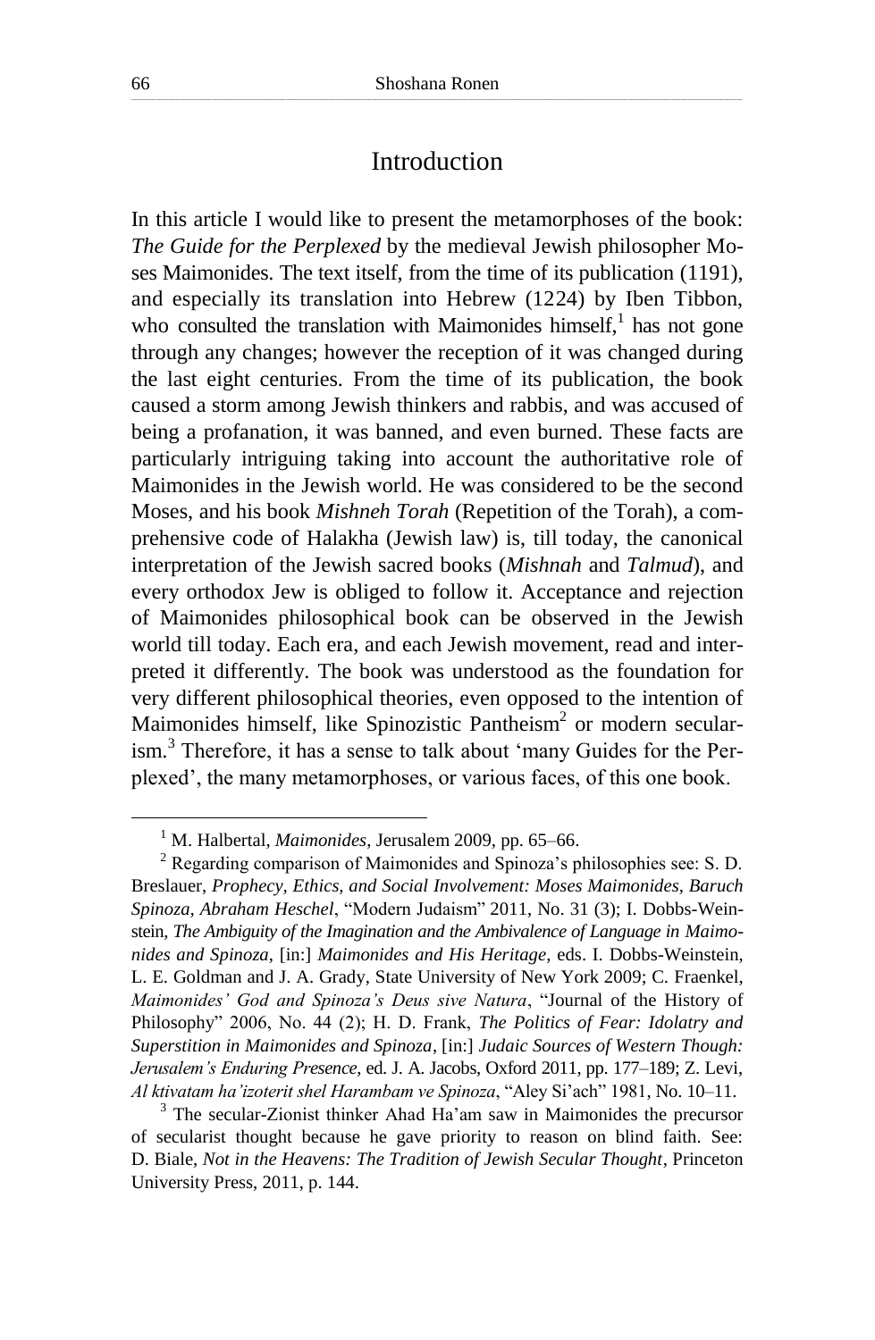## Introduction

In this article I would like to present the metamorphoses of the book: *The Guide for the Perplexed* by the medieval Jewish philosopher Moses Maimonides. The text itself, from the time of its publication (1191), and especially its translation into Hebrew (1224) by Iben Tibbon, who consulted the translation with Maimonides himself,[1] has not gone through any changes; however the reception of it was changed during the last eight centuries. From the time of its publication, the book caused a storm among Jewish thinkers and rabbis, and was accused of being a profanation, it was banned, and even burned. These facts are particularly intriguing taking into account the authoritative role of Maimonides in the Jewish world. He was considered to be the second Moses, and his book *Mishneh Torah* (Repetition of the Torah), a comprehensive code of Halakha (Jewish law) is, till today, the canonical interpretation of the Jewish sacred books (*Mishnah* and *Talmud*), and every orthodox Jew is obliged to follow it. Acceptance and rejection of Maimonides philosophical book can be observed in the Jewish world till today. Each era, and each Jewish movement, read and interpreted it differently. The book was understood as the foundation for very different philosophical theories, even opposed to the intention of Maimonides himself, like Spinozistic Pantheism[2] or modern secularism.[3] Therefore, it has a sense to talk about 'many Guides for the Perplexed', the many metamorphoses, or various faces, of this one book.

---

[1] M. Halbertal, *Maimonides*, Jerusalem 2009, pp. 65–66.

[2] Regarding comparison of Maimonides and Spinoza's philosophies see: S. D. Breslauer, *Prophecy, Ethics, and Social Involvement: Moses Maimonides, Baruch Spinoza, Abraham Heschel*, "Modern Judaism" 2011, No. 31 (3); I. Dobbs-Weinstein, *The Ambiguity of the Imagination and the Ambivalence of Language in Maimonides and Spinoza*, [in:] *Maimonides and His Heritage*, eds. I. Dobbs-Weinstein, L. E. Goldman and J. A. Grady, State University of New York 2009; C. Fraenkel, *Maimonides' God and Spinoza's Deus sive Natura*, "Journal of the History of Philosophy" 2006, No. 44 (2); H. D. Frank, *The Politics of Fear: Idolatry and Superstition in Maimonides and Spinoza*, [in:] *Judaic Sources of Western Though: Jerusalem's Enduring Presence*, ed. J. A. Jacobs, Oxford 2011, pp. 177–189; Z. Levi, *Al ktivatam ha'izoterit shel Harambam ve Spinoza*, "Aley Si'ach" 1981, No. 10–11.

[3] The secular-Zionist thinker Ahad Ha'am saw in Maimonides the precursor of secularist thought because he gave priority to reason on blind faith. See: D. Biale, *Not in the Heavens: The Tradition of Jewish Secular Thought*, Princeton University Press, 2011, p. 144.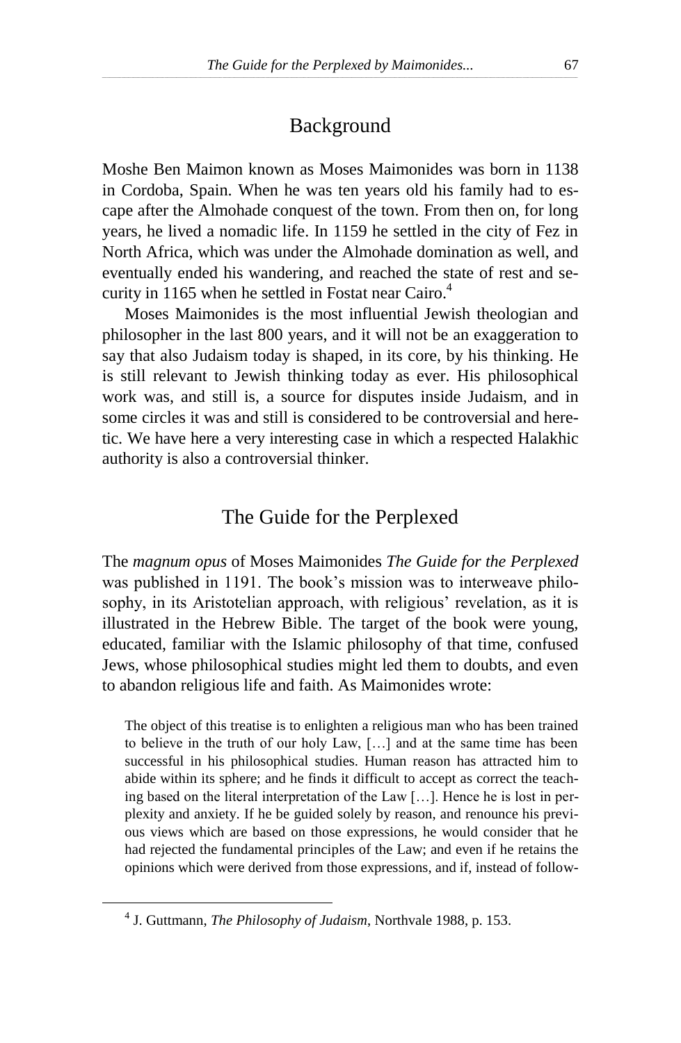## Background

Moshe Ben Maimon known as Moses Maimonides was born in 1138 in Cordoba, Spain. When he was ten years old his family had to escape after the Almohade conquest of the town. From then on, for long years, he lived a nomadic life. In 1159 he settled in the city of Fez in North Africa, which was under the Almohade domination as well, and eventually ended his wandering, and reached the state of rest and security in 1165 when he settled in Fostat near Cairo.[4]

Moses Maimonides is the most influential Jewish theologian and philosopher in the last 800 years, and it will not be an exaggeration to say that also Judaism today is shaped, in its core, by his thinking. He is still relevant to Jewish thinking today as ever. His philosophical work was, and still is, a source for disputes inside Judaism, and in some circles it was and still is considered to be controversial and heretic. We have here a very interesting case in which a respected Halakhic authority is also a controversial thinker.

## The Guide for the Perplexed

The *magnum opus* of Moses Maimonides *The Guide for the Perplexed* was published in 1191. The book's mission was to interweave philosophy, in its Aristotelian approach, with religious' revelation, as it is illustrated in the Hebrew Bible. The target of the book were young, educated, familiar with the Islamic philosophy of that time, confused Jews, whose philosophical studies might led them to doubts, and even to abandon religious life and faith. As Maimonides wrote:

> The object of this treatise is to enlighten a religious man who has been trained to believe in the truth of our holy Law, […] and at the same time has been successful in his philosophical studies. Human reason has attracted him to abide within its sphere; and he finds it difficult to accept as correct the teaching based on the literal interpretation of the Law […]. Hence he is lost in perplexity and anxiety. If he be guided solely by reason, and renounce his previous views which are based on those expressions, he would consider that he had rejected the fundamental principles of the Law; and even if he retains the opinions which were derived from those expressions, and if, instead of follow-

[4] J. Guttmann, *The Philosophy of Judaism*, Northvale 1988, p. 153.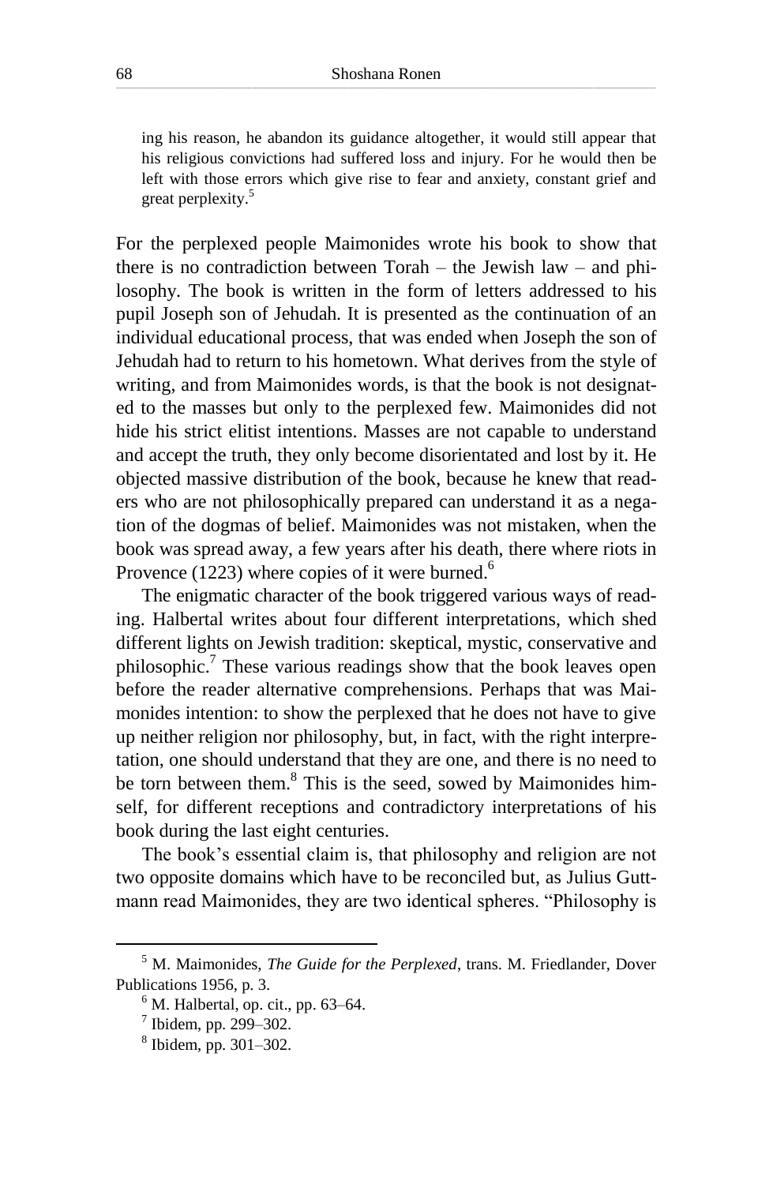> ing his reason, he abandon its guidance altogether, it would still appear that his religious convictions had suffered loss and injury. For he would then be left with those errors which give rise to fear and anxiety, constant grief and great perplexity.[5]

For the perplexed people Maimonides wrote his book to show that there is no contradiction between Torah – the Jewish law – and philosophy. The book is written in the form of letters addressed to his pupil Joseph son of Jehudah. It is presented as the continuation of an individual educational process, that was ended when Joseph the son of Jehudah had to return to his hometown. What derives from the style of writing, and from Maimonides words, is that the book is not designated to the masses but only to the perplexed few. Maimonides did not hide his strict elitist intentions. Masses are not capable to understand and accept the truth, they only become disorientated and lost by it. He objected massive distribution of the book, because he knew that readers who are not philosophically prepared can understand it as a negation of the dogmas of belief. Maimonides was not mistaken, when the book was spread away, a few years after his death, there where riots in Provence (1223) where copies of it were burned.[6]

The enigmatic character of the book triggered various ways of reading. Halbertal writes about four different interpretations, which shed different lights on Jewish tradition: skeptical, mystic, conservative and philosophic.[7] These various readings show that the book leaves open before the reader alternative comprehensions. Perhaps that was Maimonides intention: to show the perplexed that he does not have to give up neither religion nor philosophy, but, in fact, with the right interpretation, one should understand that they are one, and there is no need to be torn between them.[8] This is the seed, sowed by Maimonides himself, for different receptions and contradictory interpretations of his book during the last eight centuries.

The book's essential claim is, that philosophy and religion are not two opposite domains which have to be reconciled but, as Julius Guttmann read Maimonides, they are two identical spheres. "Philosophy is

---

[5] M. Maimonides, *The Guide for the Perplexed*, trans. M. Friedlander, Dover Publications 1956, p. 3.

[6] M. Halbertal, op. cit., pp. 63–64.

[7] Ibidem, pp. 299–302.

[8] Ibidem, pp. 301–302.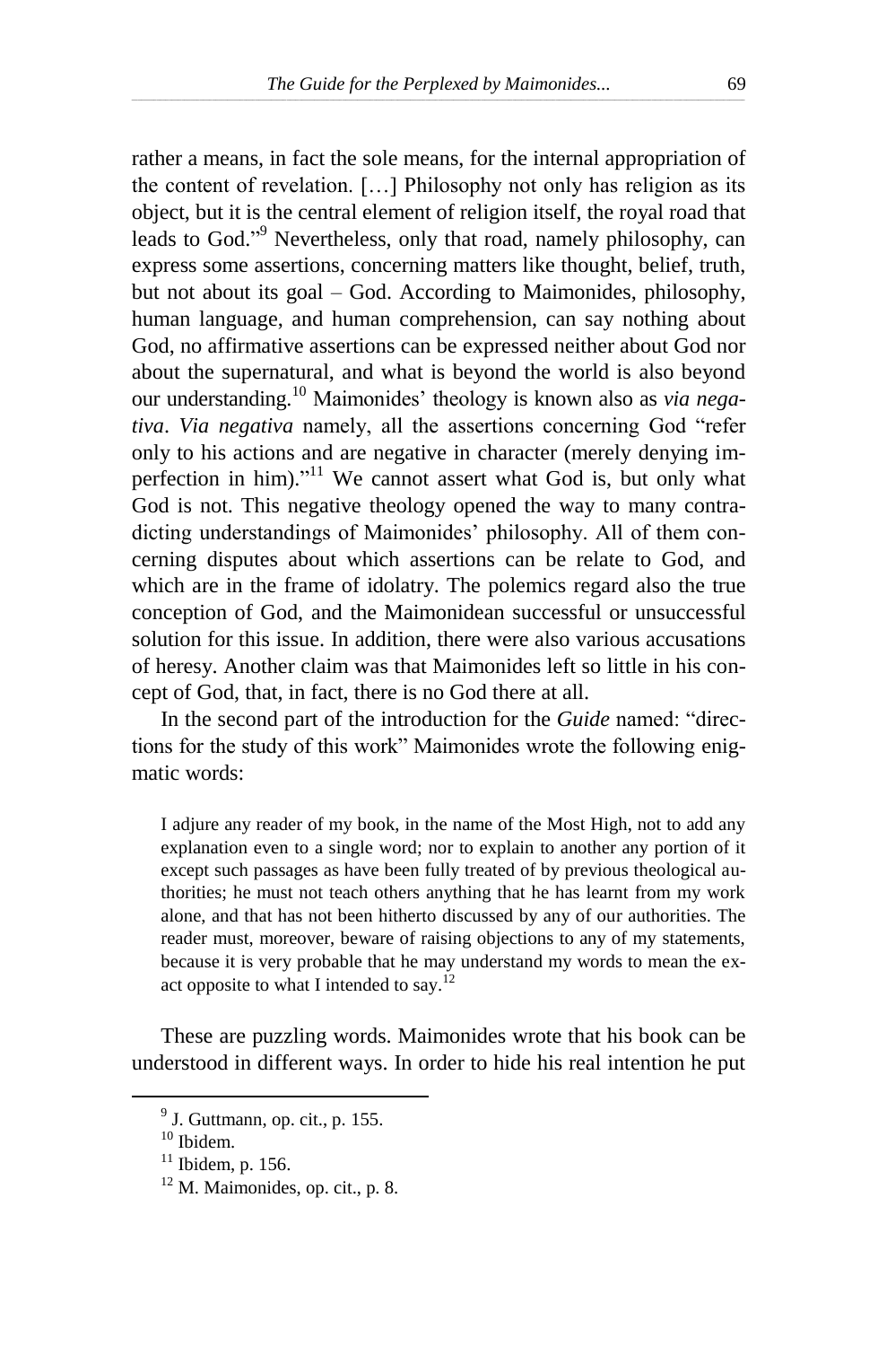rather a means, in fact the sole means, for the internal appropriation of the content of revelation. […] Philosophy not only has religion as its object, but it is the central element of religion itself, the royal road that leads to God."[9] Nevertheless, only that road, namely philosophy, can express some assertions, concerning matters like thought, belief, truth, but not about its goal – God. According to Maimonides, philosophy, human language, and human comprehension, can say nothing about God, no affirmative assertions can be expressed neither about God nor about the supernatural, and what is beyond the world is also beyond our understanding.[10] Maimonides' theology is known also as *via negativa*. *Via negativa* namely, all the assertions concerning God "refer only to his actions and are negative in character (merely denying imperfection in him)."[11] We cannot assert what God is, but only what God is not. This negative theology opened the way to many contradicting understandings of Maimonides' philosophy. All of them concerning disputes about which assertions can be relate to God, and which are in the frame of idolatry. The polemics regard also the true conception of God, and the Maimonidean successful or unsuccessful solution for this issue. In addition, there were also various accusations of heresy. Another claim was that Maimonides left so little in his concept of God, that, in fact, there is no God there at all.

In the second part of the introduction for the *Guide* named: "directions for the study of this work" Maimonides wrote the following enigmatic words:

> I adjure any reader of my book, in the name of the Most High, not to add any explanation even to a single word; nor to explain to another any portion of it except such passages as have been fully treated of by previous theological authorities; he must not teach others anything that he has learnt from my work alone, and that has not been hitherto discussed by any of our authorities. The reader must, moreover, beware of raising objections to any of my statements, because it is very probable that he may understand my words to mean the exact opposite to what I intended to say.[12]

These are puzzling words. Maimonides wrote that his book can be understood in different ways. In order to hide his real intention he put

---

[9] J. Guttmann, op. cit., p. 155.

[10] Ibidem.

[11] Ibidem, p. 156.

[12] M. Maimonides, op. cit., p. 8.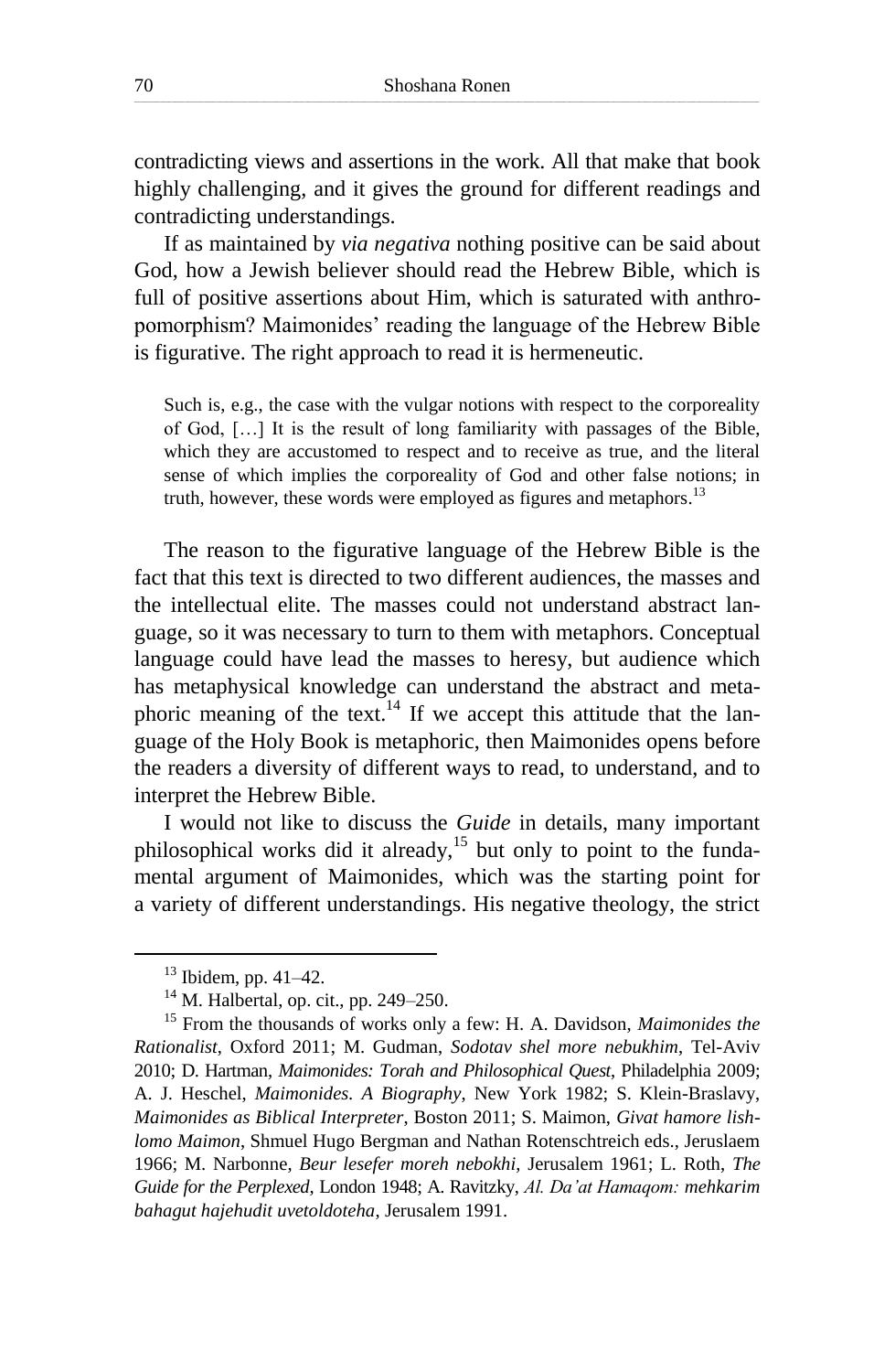contradicting views and assertions in the work. All that make that book highly challenging, and it gives the ground for different readings and contradicting understandings.

If as maintained by *via negativa* nothing positive can be said about God, how a Jewish believer should read the Hebrew Bible, which is full of positive assertions about Him, which is saturated with anthropomorphism? Maimonides' reading the language of the Hebrew Bible is figurative. The right approach to read it is hermeneutic.

> Such is, e.g., the case with the vulgar notions with respect to the corporeality of God, […] It is the result of long familiarity with passages of the Bible, which they are accustomed to respect and to receive as true, and the literal sense of which implies the corporeality of God and other false notions; in truth, however, these words were employed as figures and metaphors.[13]

The reason to the figurative language of the Hebrew Bible is the fact that this text is directed to two different audiences, the masses and the intellectual elite. The masses could not understand abstract language, so it was necessary to turn to them with metaphors. Conceptual language could have lead the masses to heresy, but audience which has metaphysical knowledge can understand the abstract and metaphoric meaning of the text.[14] If we accept this attitude that the language of the Holy Book is metaphoric, then Maimonides opens before the readers a diversity of different ways to read, to understand, and to interpret the Hebrew Bible.

I would not like to discuss the *Guide* in details, many important philosophical works did it already,[15] but only to point to the fundamental argument of Maimonides, which was the starting point for a variety of different understandings. His negative theology, the strict

---

[13] Ibidem, pp. 41–42.

[14] M. Halbertal, op. cit., pp. 249–250.

[15] From the thousands of works only a few: H. A. Davidson, *Maimonides the Rationalist*, Oxford 2011; M. Gudman, *Sodotav shel more nebukhim*, Tel-Aviv 2010; D. Hartman, *Maimonides: Torah and Philosophical Quest*, Philadelphia 2009; A. J. Heschel, *Maimonides. A Biography*, New York 1982; S. Klein-Braslavy, *Maimonides as Biblical Interpreter*, Boston 2011; S. Maimon, *Givat hamore lishlomo Maimon*, Shmuel Hugo Bergman and Nathan Rotenschtreich eds., Jeruslaem 1966; M. Narbonne, *Beur lesefer moreh nebokhi*, Jerusalem 1961; L. Roth, *The Guide for the Perplexed*, London 1948; A. Ravitzky, *Al. Da'at Hamaqom: mehkarim bahagut hajehudit uvetoldoteha*, Jerusalem 1991.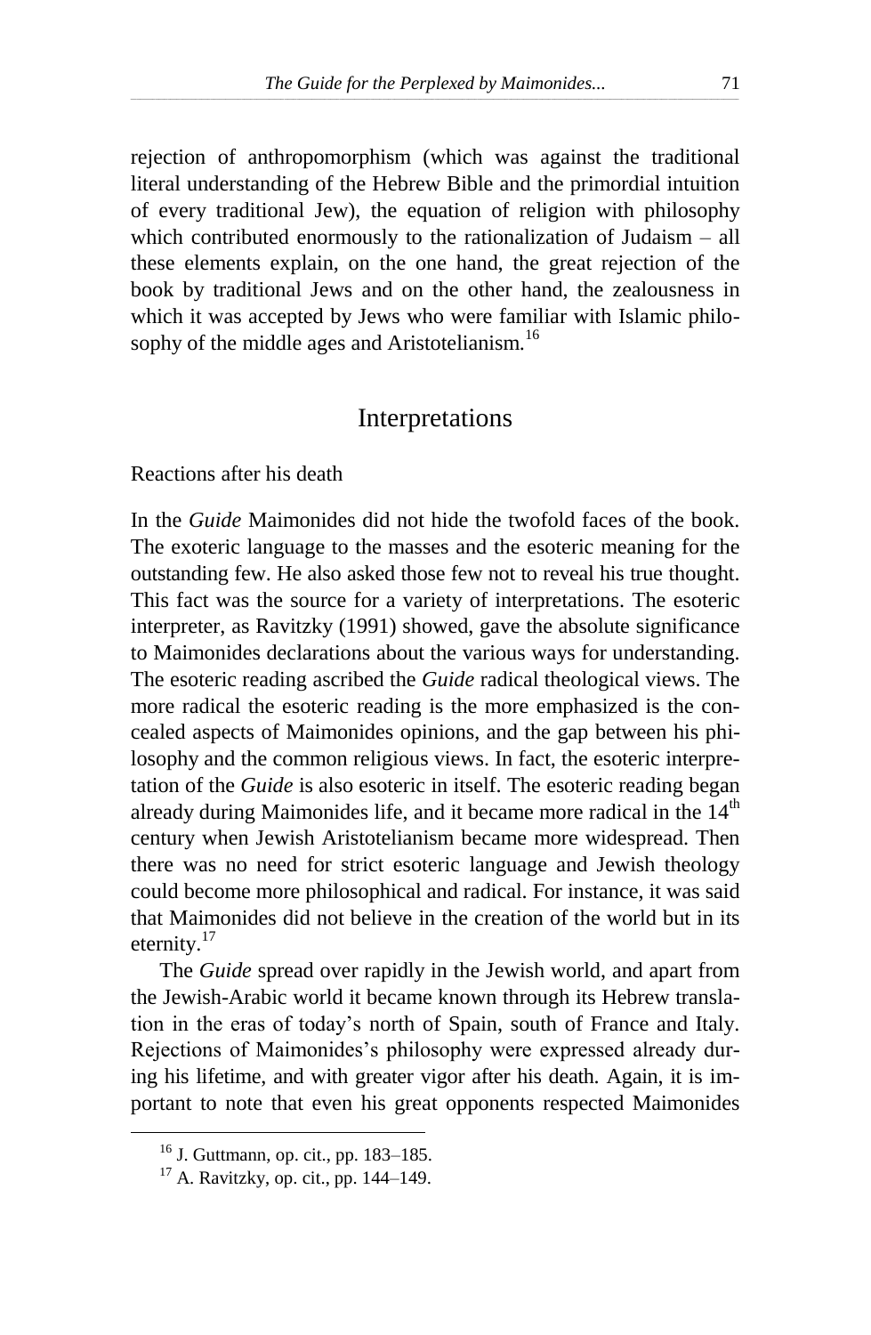rejection of anthropomorphism (which was against the traditional literal understanding of the Hebrew Bible and the primordial intuition of every traditional Jew), the equation of religion with philosophy which contributed enormously to the rationalization of Judaism – all these elements explain, on the one hand, the great rejection of the book by traditional Jews and on the other hand, the zealousness in which it was accepted by Jews who were familiar with Islamic philosophy of the middle ages and Aristotelianism.[16]

## Interpretations

### Reactions after his death

In the *Guide* Maimonides did not hide the twofold faces of the book. The exoteric language to the masses and the esoteric meaning for the outstanding few. He also asked those few not to reveal his true thought. This fact was the source for a variety of interpretations. The esoteric interpreter, as Ravitzky (1991) showed, gave the absolute significance to Maimonides declarations about the various ways for understanding. The esoteric reading ascribed the *Guide* radical theological views. The more radical the esoteric reading is the more emphasized is the concealed aspects of Maimonides opinions, and the gap between his philosophy and the common religious views. In fact, the esoteric interpretation of the *Guide* is also esoteric in itself. The esoteric reading began already during Maimonides life, and it became more radical in the 14th century when Jewish Aristotelianism became more widespread. Then there was no need for strict esoteric language and Jewish theology could become more philosophical and radical. For instance, it was said that Maimonides did not believe in the creation of the world but in its eternity.[17]

The *Guide* spread over rapidly in the Jewish world, and apart from the Jewish-Arabic world it became known through its Hebrew translation in the eras of today's north of Spain, south of France and Italy. Rejections of Maimonides's philosophy were expressed already during his lifetime, and with greater vigor after his death. Again, it is important to note that even his great opponents respected Maimonides

---

[16] J. Guttmann, op. cit., pp. 183–185.

[17] A. Ravitzky, op. cit., pp. 144–149.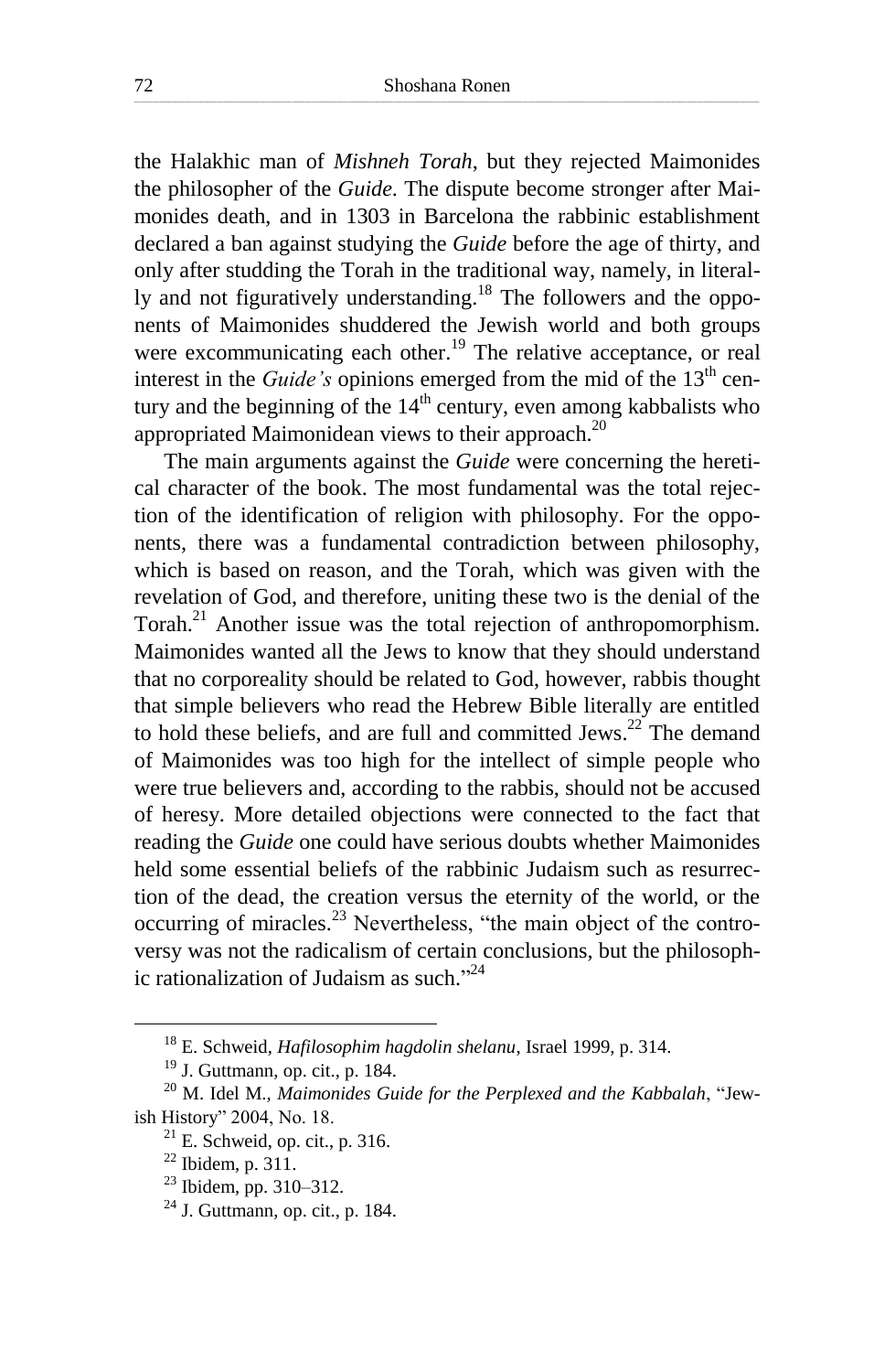the Halakhic man of *Mishneh Torah*, but they rejected Maimonides the philosopher of the *Guide*. The dispute become stronger after Maimonides death, and in 1303 in Barcelona the rabbinic establishment declared a ban against studying the *Guide* before the age of thirty, and only after studding the Torah in the traditional way, namely, in literally and not figuratively understanding.[18] The followers and the opponents of Maimonides shuddered the Jewish world and both groups were excommunicating each other.[19] The relative acceptance, or real interest in the *Guide's* opinions emerged from the mid of the 13th century and the beginning of the 14th century, even among kabbalists who appropriated Maimonidean views to their approach.[20]

The main arguments against the *Guide* were concerning the heretical character of the book. The most fundamental was the total rejection of the identification of religion with philosophy. For the opponents, there was a fundamental contradiction between philosophy, which is based on reason, and the Torah, which was given with the revelation of God, and therefore, uniting these two is the denial of the Torah.[21] Another issue was the total rejection of anthropomorphism. Maimonides wanted all the Jews to know that they should understand that no corporeality should be related to God, however, rabbis thought that simple believers who read the Hebrew Bible literally are entitled to hold these beliefs, and are full and committed Jews.[22] The demand of Maimonides was too high for the intellect of simple people who were true believers and, according to the rabbis, should not be accused of heresy. More detailed objections were connected to the fact that reading the *Guide* one could have serious doubts whether Maimonides held some essential beliefs of the rabbinic Judaism such as resurrection of the dead, the creation versus the eternity of the world, or the occurring of miracles.[23] Nevertheless, "the main object of the controversy was not the radicalism of certain conclusions, but the philosophic rationalization of Judaism as such."[24]

---

[18] E. Schweid, *Hafilosophim hagdolin shelanu*, Israel 1999, p. 314.

[19] J. Guttmann, op. cit., p. 184.

[20] M. Idel M., *Maimonides Guide for the Perplexed and the Kabbalah*, "Jewish History" 2004, No. 18.

[21] E. Schweid, op. cit., p. 316.

[22] Ibidem, p. 311.

[23] Ibidem, pp. 310–312.

[24] J. Guttmann, op. cit., p. 184.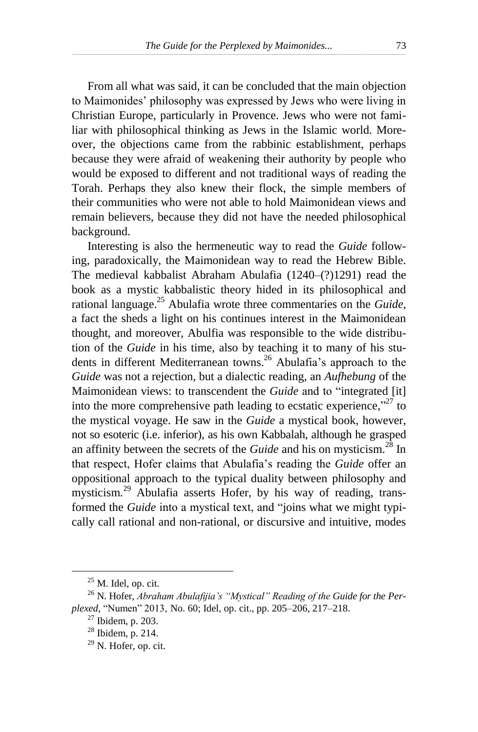From all what was said, it can be concluded that the main objection to Maimonides' philosophy was expressed by Jews who were living in Christian Europe, particularly in Provence. Jews who were not familiar with philosophical thinking as Jews in the Islamic world. Moreover, the objections came from the rabbinic establishment, perhaps because they were afraid of weakening their authority by people who would be exposed to different and not traditional ways of reading the Torah. Perhaps they also knew their flock, the simple members of their communities who were not able to hold Maimonidean views and remain believers, because they did not have the needed philosophical background.

Interesting is also the hermeneutic way to read the *Guide* following, paradoxically, the Maimonidean way to read the Hebrew Bible. The medieval kabbalist Abraham Abulafia (1240–(?)1291) read the book as a mystic kabbalistic theory hided in its philosophical and rational language.[25] Abulafia wrote three commentaries on the *Guide*, a fact the sheds a light on his continues interest in the Maimonidean thought, and moreover, Abulfia was responsible to the wide distribution of the *Guide* in his time, also by teaching it to many of his students in different Mediterranean towns.[26] Abulafia's approach to the *Guide* was not a rejection, but a dialectic reading, an *Aufhebung* of the Maimonidean views: to transcendent the *Guide* and to "integrated [it] into the more comprehensive path leading to ecstatic experience,"[27] to the mystical voyage. He saw in the *Guide* a mystical book, however, not so esoteric (i.e. inferior), as his own Kabbalah, although he grasped an affinity between the secrets of the *Guide* and his on mysticism.[28] In that respect, Hofer claims that Abulafia's reading the *Guide* offer an oppositional approach to the typical duality between philosophy and mysticism.[29] Abulafia asserts Hofer, by his way of reading, transformed the *Guide* into a mystical text, and "joins what we might typically call rational and non-rational, or discursive and intuitive, modes

---

[25] M. Idel, op. cit.

[26] N. Hofer, *Abraham Abulafijia's "Mystical" Reading of the* Guide for the Perplexed, "Numen" 2013, No. 60; Idel, op. cit., pp. 205–206, 217–218.

[27] Ibidem, p. 203.

[28] Ibidem, p. 214.

[29] N. Hofer, op. cit.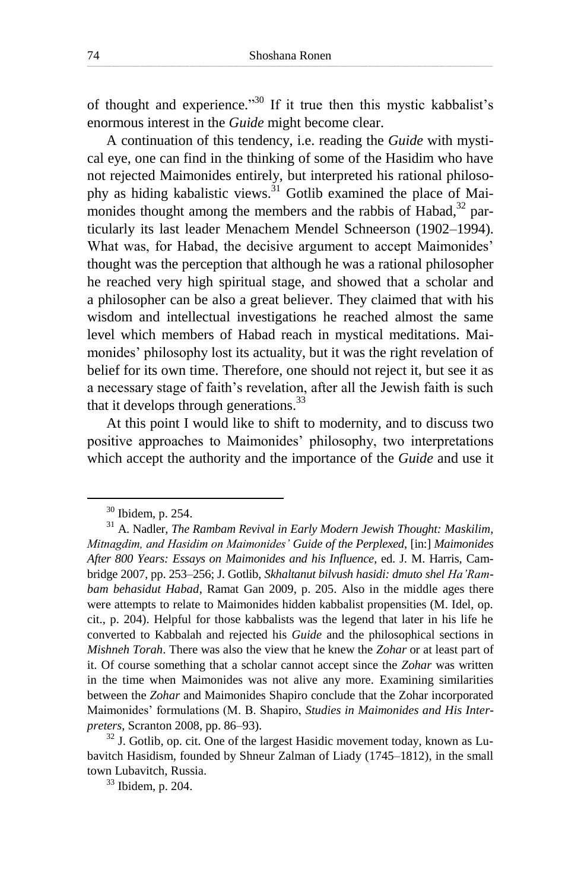of thought and experience."[30] If it true then this mystic kabbalist's enormous interest in the *Guide* might become clear.

A continuation of this tendency, i.e. reading the *Guide* with mystical eye, one can find in the thinking of some of the Hasidim who have not rejected Maimonides entirely, but interpreted his rational philosophy as hiding kabalistic views.[31] Gotlib examined the place of Maimonides thought among the members and the rabbis of Habad,[32] particularly its last leader Menachem Mendel Schneerson (1902–1994). What was, for Habad, the decisive argument to accept Maimonides' thought was the perception that although he was a rational philosopher he reached very high spiritual stage, and showed that a scholar and a philosopher can be also a great believer. They claimed that with his wisdom and intellectual investigations he reached almost the same level which members of Habad reach in mystical meditations. Maimonides' philosophy lost its actuality, but it was the right revelation of belief for its own time. Therefore, one should not reject it, but see it as a necessary stage of faith's revelation, after all the Jewish faith is such that it develops through generations.[33]

At this point I would like to shift to modernity, and to discuss two positive approaches to Maimonides' philosophy, two interpretations which accept the authority and the importance of the *Guide* and use it

---

[30] Ibidem, p. 254.

[31] A. Nadler, *The Rambam Revival in Early Modern Jewish Thought: Maskilim, Mitnagdim, and Hasidim on Maimonides' Guide of the Perplexed*, [in:] *Maimonides After 800 Years: Essays on Maimonides and his Influence*, ed. J. M. Harris, Cambridge 2007, pp. 253–256; J. Gotlib, *Skhaltanut bilvush hasidi: dmuto shel Ha'Rambam behasidut Habad*, Ramat Gan 2009, p. 205. Also in the middle ages there were attempts to relate to Maimonides hidden kabbalist propensities (M. Idel, op. cit., p. 204). Helpful for those kabbalists was the legend that later in his life he converted to Kabbalah and rejected his *Guide* and the philosophical sections in *Mishneh Torah*. There was also the view that he knew the *Zohar* or at least part of it. Of course something that a scholar cannot accept since the *Zohar* was written in the time when Maimonides was not alive any more. Examining similarities between the *Zohar* and Maimonides Shapiro conclude that the Zohar incorporated Maimonides' formulations (M. B. Shapiro, *Studies in Maimonides and His Interpreters*, Scranton 2008, pp. 86–93).

[32] J. Gotlib, op. cit. One of the largest Hasidic movement today, known as Lubavitch Hasidism, founded by Shneur Zalman of Liady (1745–1812), in the small town Lubavitch, Russia.

[33] Ibidem, p. 204.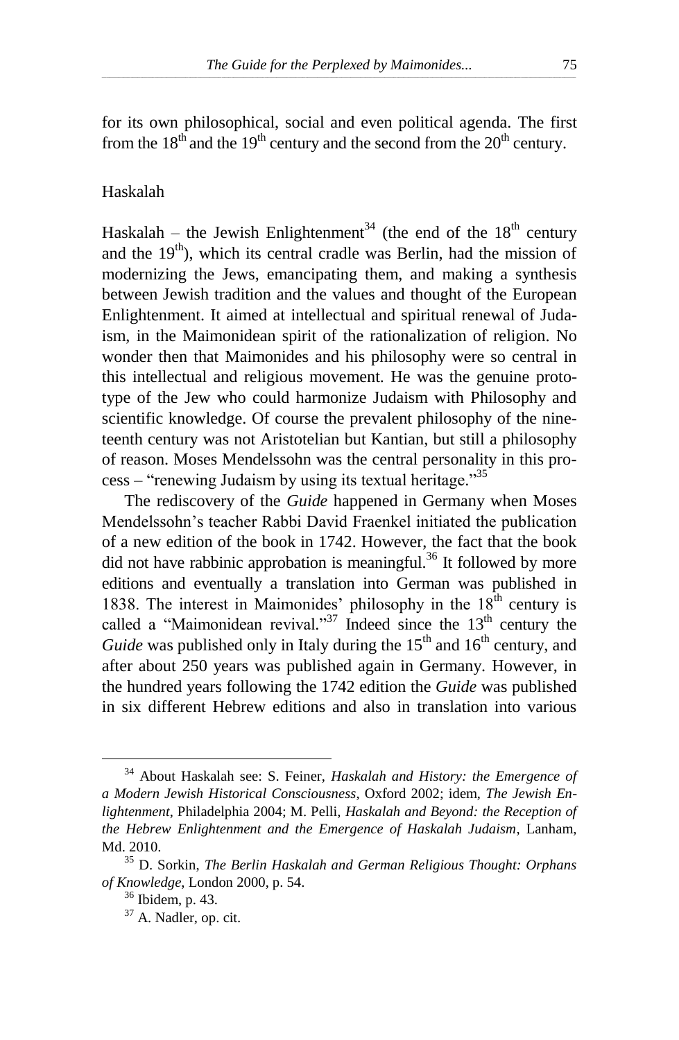for its own philosophical, social and even political agenda. The first from the 18th and the 19th century and the second from the 20th century.

## Haskalah

Haskalah – the Jewish Enlightenment[34] (the end of the 18th century and the 19th), which its central cradle was Berlin, had the mission of modernizing the Jews, emancipating them, and making a synthesis between Jewish tradition and the values and thought of the European Enlightenment. It aimed at intellectual and spiritual renewal of Judaism, in the Maimonidean spirit of the rationalization of religion. No wonder then that Maimonides and his philosophy were so central in this intellectual and religious movement. He was the genuine prototype of the Jew who could harmonize Judaism with Philosophy and scientific knowledge. Of course the prevalent philosophy of the nineteenth century was not Aristotelian but Kantian, but still a philosophy of reason. Moses Mendelssohn was the central personality in this process – "renewing Judaism by using its textual heritage."[35]

The rediscovery of the *Guide* happened in Germany when Moses Mendelssohn's teacher Rabbi David Fraenkel initiated the publication of a new edition of the book in 1742. However, the fact that the book did not have rabbinic approbation is meaningful.[36] It followed by more editions and eventually a translation into German was published in 1838. The interest in Maimonides' philosophy in the 18th century is called a "Maimonidean revival."[37] Indeed since the 13th century the *Guide* was published only in Italy during the 15th and 16th century, and after about 250 years was published again in Germany. However, in the hundred years following the 1742 edition the *Guide* was published in six different Hebrew editions and also in translation into various

---

[34] About Haskalah see: S. Feiner, *Haskalah and History: the Emergence of a Modern Jewish Historical Consciousness*, Oxford 2002; idem, *The Jewish Enlightenment*, Philadelphia 2004; M. Pelli, *Haskalah and Beyond: the Reception of the Hebrew Enlightenment and the Emergence of Haskalah Judaism*, Lanham, Md. 2010.

[35] D. Sorkin, *The Berlin Haskalah and German Religious Thought: Orphans of Knowledge*, London 2000, p. 54.

[36] Ibidem, p. 43.

[37] A. Nadler, op. cit.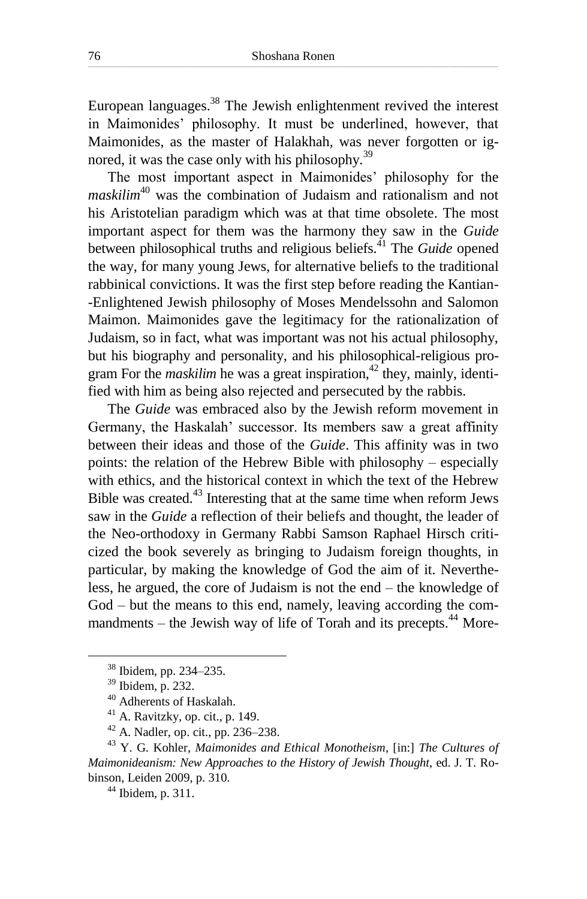European languages.[38] The Jewish enlightenment revived the interest in Maimonides' philosophy. It must be underlined, however, that Maimonides, as the master of Halakhah, was never forgotten or ignored, it was the case only with his philosophy.[39]

The most important aspect in Maimonides' philosophy for the *maskilim*[40] was the combination of Judaism and rationalism and not his Aristotelian paradigm which was at that time obsolete. The most important aspect for them was the harmony they saw in the *Guide* between philosophical truths and religious beliefs.[41] The *Guide* opened the way, for many young Jews, for alternative beliefs to the traditional rabbinical convictions. It was the first step before reading the Kantian--Enlightened Jewish philosophy of Moses Mendelssohn and Salomon Maimon. Maimonides gave the legitimacy for the rationalization of Judaism, so in fact, what was important was not his actual philosophy, but his biography and personality, and his philosophical-religious program For the *maskilim* he was a great inspiration,[42] they, mainly, identified with him as being also rejected and persecuted by the rabbis.

The *Guide* was embraced also by the Jewish reform movement in Germany, the Haskalah' successor. Its members saw a great affinity between their ideas and those of the *Guide*. This affinity was in two points: the relation of the Hebrew Bible with philosophy – especially with ethics, and the historical context in which the text of the Hebrew Bible was created.[43] Interesting that at the same time when reform Jews saw in the *Guide* a reflection of their beliefs and thought, the leader of the Neo-orthodoxy in Germany Rabbi Samson Raphael Hirsch criticized the book severely as bringing to Judaism foreign thoughts, in particular, by making the knowledge of God the aim of it. Nevertheless, he argued, the core of Judaism is not the end – the knowledge of God – but the means to this end, namely, leaving according the commandments – the Jewish way of life of Torah and its precepts.[44] More-

---

[38] Ibidem, pp. 234–235.

[39] Ibidem, p. 232.

[40] Adherents of Haskalah.

[41] A. Ravitzky, op. cit., p. 149.

[42] A. Nadler, op. cit., pp. 236–238.

[43] Y. G. Kohler, *Maimonides and Ethical Monotheism*, [in:] *The Cultures of Maimonideanism: New Approaches to the History of Jewish Thought*, ed. J. T. Robinson, Leiden 2009, p. 310.

[44] Ibidem, p. 311.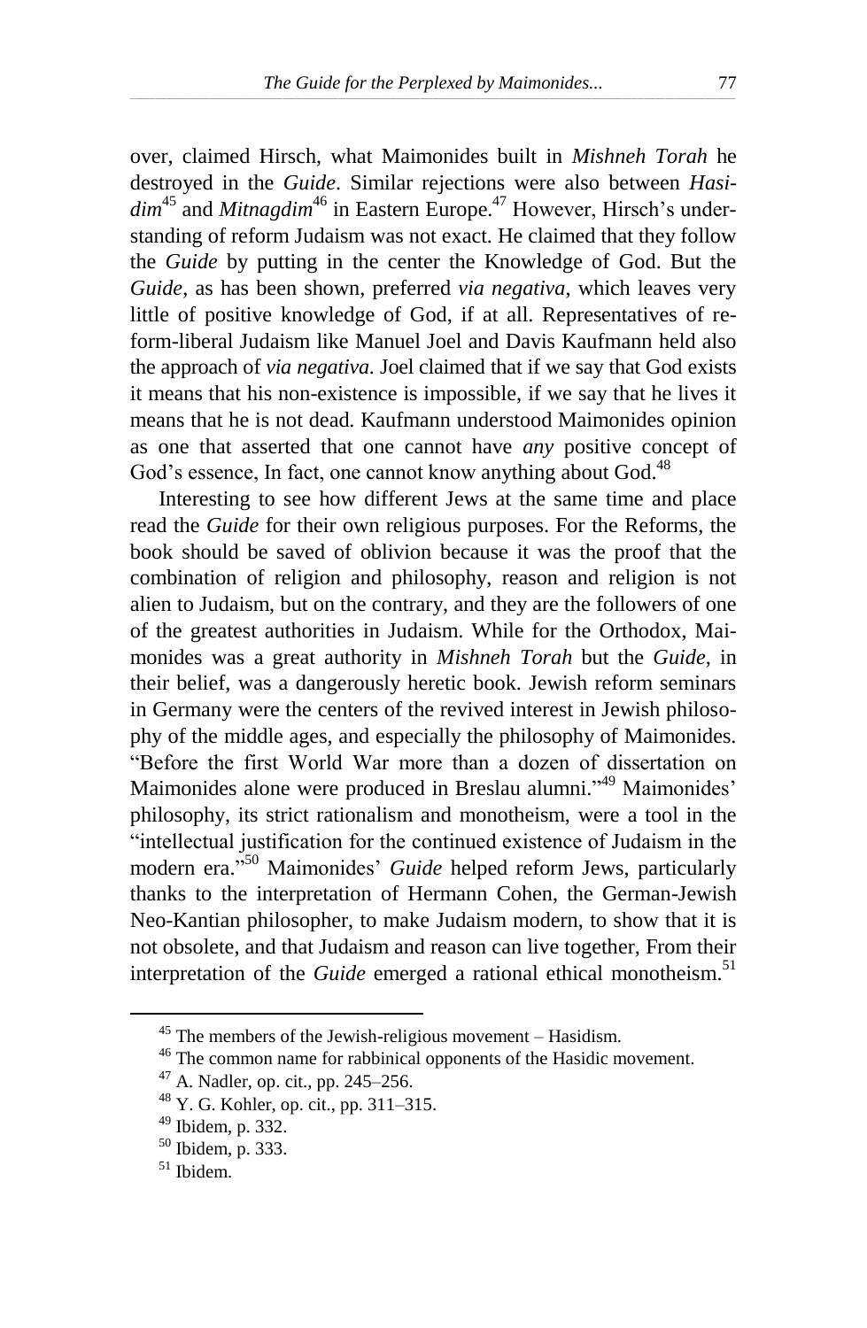over, claimed Hirsch, what Maimonides built in *Mishneh Torah* he destroyed in the *Guide*. Similar rejections were also between *Hasidim*[45] and *Mitnagdim*[46] in Eastern Europe.[47] However, Hirsch's understanding of reform Judaism was not exact. He claimed that they follow the *Guide* by putting in the center the Knowledge of God. But the *Guide*, as has been shown, preferred *via negativa*, which leaves very little of positive knowledge of God, if at all. Representatives of reform-liberal Judaism like Manuel Joel and Davis Kaufmann held also the approach of *via negativa*. Joel claimed that if we say that God exists it means that his non-existence is impossible, if we say that he lives it means that he is not dead. Kaufmann understood Maimonides opinion as one that asserted that one cannot have *any* positive concept of God's essence, In fact, one cannot know anything about God.[48]

Interesting to see how different Jews at the same time and place read the *Guide* for their own religious purposes. For the Reforms, the book should be saved of oblivion because it was the proof that the combination of religion and philosophy, reason and religion is not alien to Judaism, but on the contrary, and they are the followers of one of the greatest authorities in Judaism. While for the Orthodox, Maimonides was a great authority in *Mishneh Torah* but the *Guide*, in their belief, was a dangerously heretic book. Jewish reform seminars in Germany were the centers of the revived interest in Jewish philosophy of the middle ages, and especially the philosophy of Maimonides. "Before the first World War more than a dozen of dissertation on Maimonides alone were produced in Breslau alumni."[49] Maimonides' philosophy, its strict rationalism and monotheism, were a tool in the "intellectual justification for the continued existence of Judaism in the modern era."[50] Maimonides' *Guide* helped reform Jews, particularly thanks to the interpretation of Hermann Cohen, the German-Jewish Neo-Kantian philosopher, to make Judaism modern, to show that it is not obsolete, and that Judaism and reason can live together, From their interpretation of the *Guide* emerged a rational ethical monotheism.[51]

---

[45] The members of the Jewish-religious movement – Hasidism.

[46] The common name for rabbinical opponents of the Hasidic movement.

[47] A. Nadler, op. cit., pp. 245–256.

[48] Y. G. Kohler, op. cit., pp. 311–315.

[49] Ibidem, p. 332.

[50] Ibidem, p. 333.

[51] Ibidem.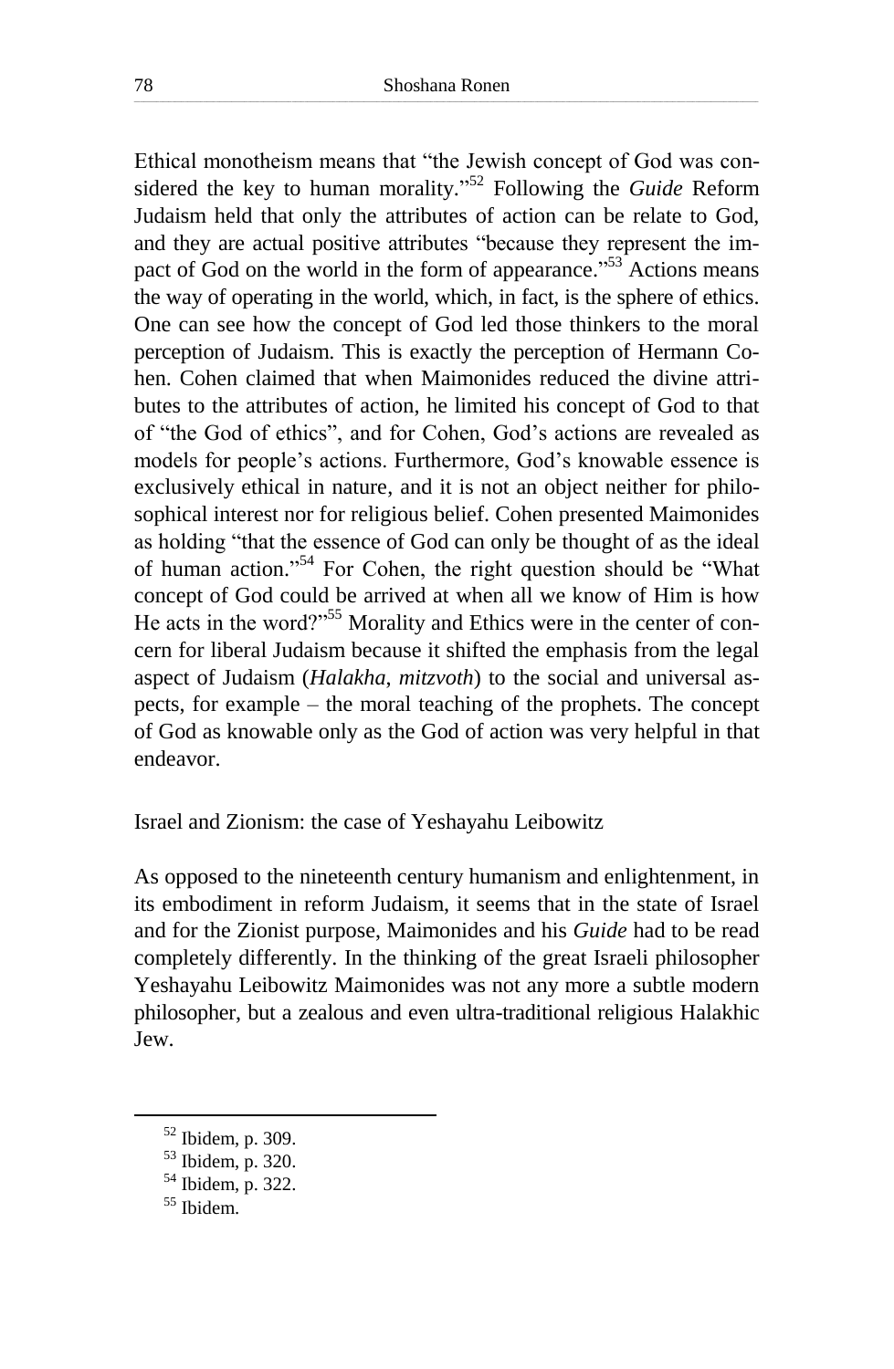Ethical monotheism means that "the Jewish concept of God was considered the key to human morality."[52] Following the *Guide* Reform Judaism held that only the attributes of action can be relate to God, and they are actual positive attributes "because they represent the impact of God on the world in the form of appearance."[53] Actions means the way of operating in the world, which, in fact, is the sphere of ethics. One can see how the concept of God led those thinkers to the moral perception of Judaism. This is exactly the perception of Hermann Cohen. Cohen claimed that when Maimonides reduced the divine attributes to the attributes of action, he limited his concept of God to that of "the God of ethics", and for Cohen, God's actions are revealed as models for people's actions. Furthermore, God's knowable essence is exclusively ethical in nature, and it is not an object neither for philosophical interest nor for religious belief. Cohen presented Maimonides as holding "that the essence of God can only be thought of as the ideal of human action."[54] For Cohen, the right question should be "What concept of God could be arrived at when all we know of Him is how He acts in the word?"[55] Morality and Ethics were in the center of concern for liberal Judaism because it shifted the emphasis from the legal aspect of Judaism (*Halakha*, *mitzvoth*) to the social and universal aspects, for example – the moral teaching of the prophets. The concept of God as knowable only as the God of action was very helpful in that endeavor.

## Israel and Zionism: the case of Yeshayahu Leibowitz

As opposed to the nineteenth century humanism and enlightenment, in its embodiment in reform Judaism, it seems that in the state of Israel and for the Zionist purpose, Maimonides and his *Guide* had to be read completely differently. In the thinking of the great Israeli philosopher Yeshayahu Leibowitz Maimonides was not any more a subtle modern philosopher, but a zealous and even ultra-traditional religious Halakhic Jew.

---

[52] Ibidem, p. 309.

[53] Ibidem, p. 320.

[54] Ibidem, p. 322.

[55] Ibidem.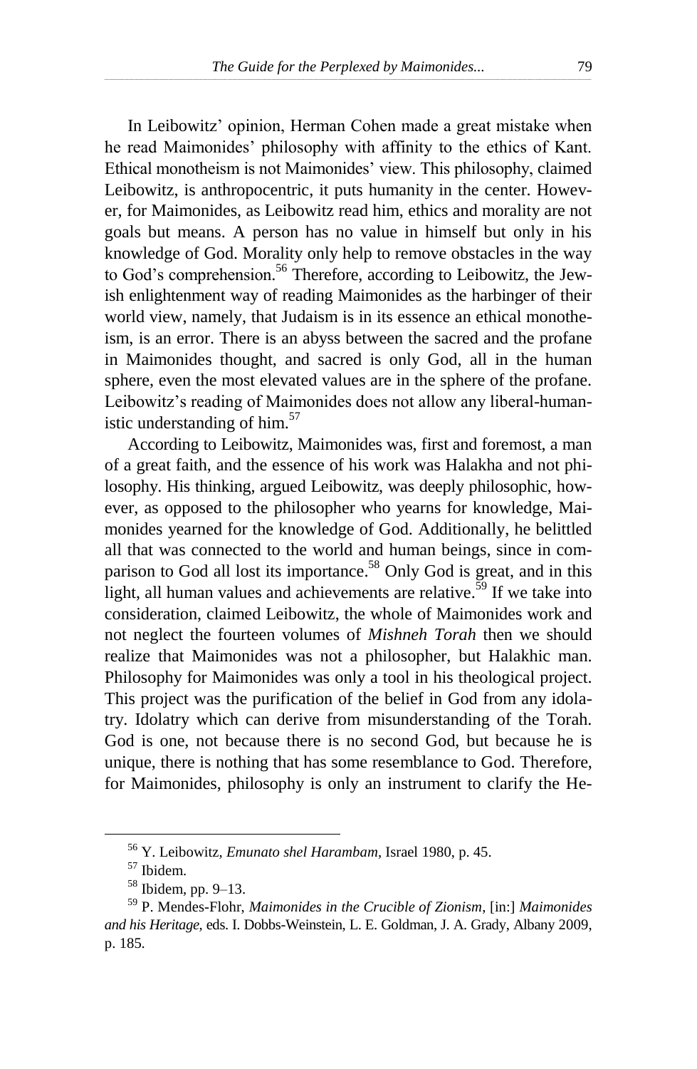In Leibowitz' opinion, Herman Cohen made a great mistake when he read Maimonides' philosophy with affinity to the ethics of Kant. Ethical monotheism is not Maimonides' view. This philosophy, claimed Leibowitz, is anthropocentric, it puts humanity in the center. However, for Maimonides, as Leibowitz read him, ethics and morality are not goals but means. A person has no value in himself but only in his knowledge of God. Morality only help to remove obstacles in the way to God's comprehension.[56] Therefore, according to Leibowitz, the Jewish enlightenment way of reading Maimonides as the harbinger of their world view, namely, that Judaism is in its essence an ethical monotheism, is an error. There is an abyss between the sacred and the profane in Maimonides thought, and sacred is only God, all in the human sphere, even the most elevated values are in the sphere of the profane. Leibowitz's reading of Maimonides does not allow any liberal-humanistic understanding of him.[57]

According to Leibowitz, Maimonides was, first and foremost, a man of a great faith, and the essence of his work was Halakha and not philosophy. His thinking, argued Leibowitz, was deeply philosophic, however, as opposed to the philosopher who yearns for knowledge, Maimonides yearned for the knowledge of God. Additionally, he belittled all that was connected to the world and human beings, since in comparison to God all lost its importance.[58] Only God is great, and in this light, all human values and achievements are relative.[59] If we take into consideration, claimed Leibowitz, the whole of Maimonides work and not neglect the fourteen volumes of *Mishneh Torah* then we should realize that Maimonides was not a philosopher, but Halakhic man. Philosophy for Maimonides was only a tool in his theological project. This project was the purification of the belief in God from any idolatry. Idolatry which can derive from misunderstanding of the Torah. God is one, not because there is no second God, but because he is unique, there is nothing that has some resemblance to God. Therefore, for Maimonides, philosophy is only an instrument to clarify the He-

---

[56] Y. Leibowitz, *Emunato shel Harambam*, Israel 1980, p. 45.

[57] Ibidem.

[58] Ibidem, pp. 9–13.

[59] P. Mendes-Flohr, *Maimonides in the Crucible of Zionism*, [in:] *Maimonides and his Heritage*, eds. I. Dobbs-Weinstein, L. E. Goldman, J. A. Grady, Albany 2009, p. 185.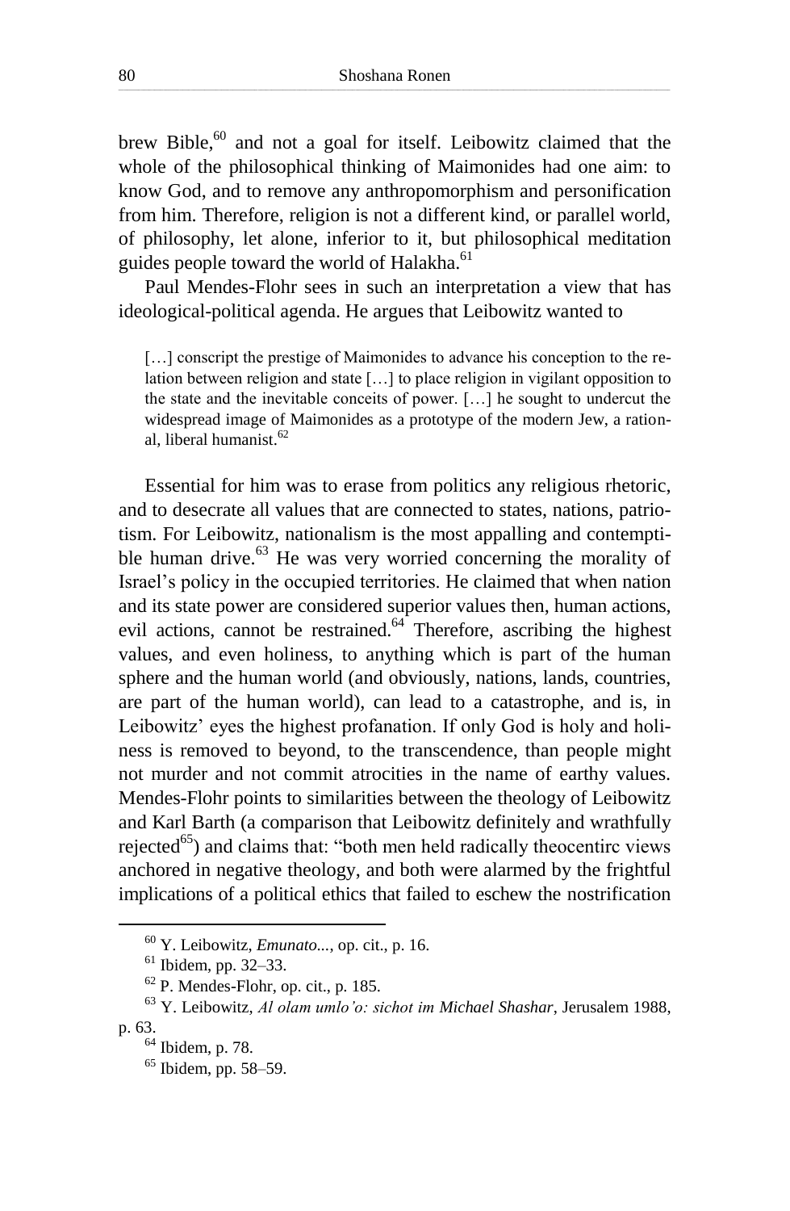brew Bible,[60] and not a goal for itself. Leibowitz claimed that the whole of the philosophical thinking of Maimonides had one aim: to know God, and to remove any anthropomorphism and personification from him. Therefore, religion is not a different kind, or parallel world, of philosophy, let alone, inferior to it, but philosophical meditation guides people toward the world of Halakha.[61]

Paul Mendes-Flohr sees in such an interpretation a view that has ideological-political agenda. He argues that Leibowitz wanted to

> […] conscript the prestige of Maimonides to advance his conception to the relation between religion and state […] to place religion in vigilant opposition to the state and the inevitable conceits of power. […] he sought to undercut the widespread image of Maimonides as a prototype of the modern Jew, a rational, liberal humanist.[62]

Essential for him was to erase from politics any religious rhetoric, and to desecrate all values that are connected to states, nations, patriotism. For Leibowitz, nationalism is the most appalling and contemptible human drive.[63] He was very worried concerning the morality of Israel's policy in the occupied territories. He claimed that when nation and its state power are considered superior values then, human actions, evil actions, cannot be restrained.[64] Therefore, ascribing the highest values, and even holiness, to anything which is part of the human sphere and the human world (and obviously, nations, lands, countries, are part of the human world), can lead to a catastrophe, and is, in Leibowitz' eyes the highest profanation. If only God is holy and holiness is removed to beyond, to the transcendence, than people might not murder and not commit atrocities in the name of earthy values. Mendes-Flohr points to similarities between the theology of Leibowitz and Karl Barth (a comparison that Leibowitz definitely and wrathfully rejected[65]) and claims that: "both men held radically theocentirc views anchored in negative theology, and both were alarmed by the frightful implications of a political ethics that failed to eschew the nostrification

---

[60] Y. Leibowitz, *Emunato...*, op. cit., p. 16.

[61] Ibidem, pp. 32–33.

[62] P. Mendes-Flohr, op. cit., p. 185.

[63] Y. Leibowitz, *Al olam umlo'o: sichot im Michael Shashar*, Jerusalem 1988, p. 63.

[64] Ibidem, p. 78.

[65] Ibidem, pp. 58–59.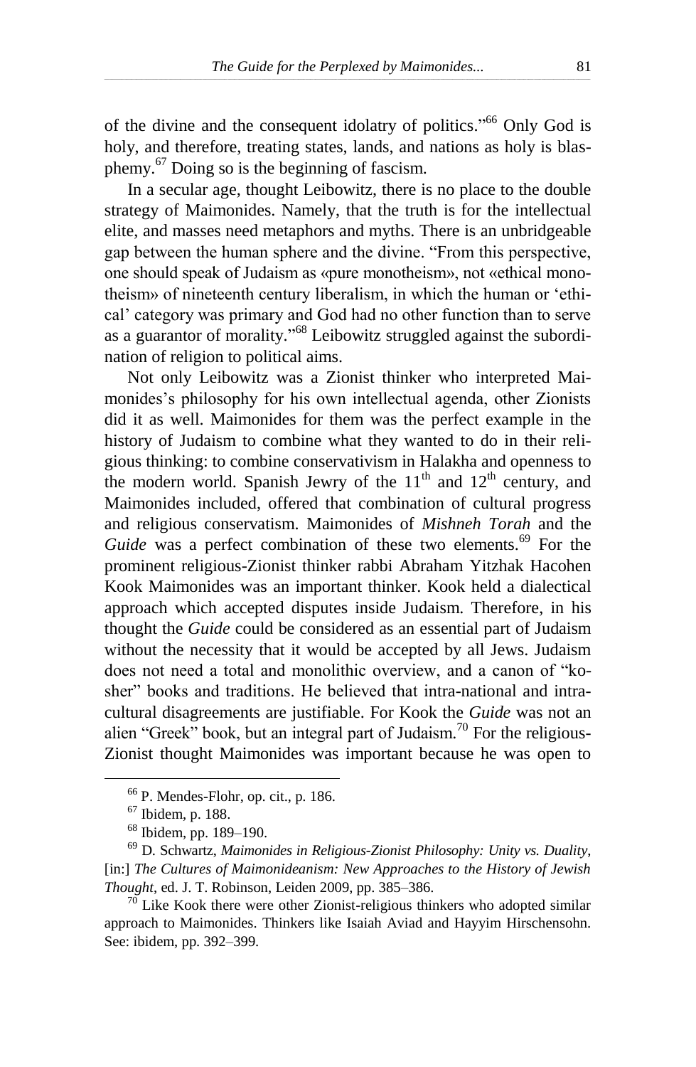of the divine and the consequent idolatry of politics."[66] Only God is holy, and therefore, treating states, lands, and nations as holy is blasphemy.[67] Doing so is the beginning of fascism.

In a secular age, thought Leibowitz, there is no place to the double strategy of Maimonides. Namely, that the truth is for the intellectual elite, and masses need metaphors and myths. There is an unbridgeable gap between the human sphere and the divine. "From this perspective, one should speak of Judaism as «pure monotheism», not «ethical monotheism» of nineteenth century liberalism, in which the human or 'ethical' category was primary and God had no other function than to serve as a guarantor of morality."[68] Leibowitz struggled against the subordination of religion to political aims.

Not only Leibowitz was a Zionist thinker who interpreted Maimonides's philosophy for his own intellectual agenda, other Zionists did it as well. Maimonides for them was the perfect example in the history of Judaism to combine what they wanted to do in their religious thinking: to combine conservativism in Halakha and openness to the modern world. Spanish Jewry of the 11th and 12th century, and Maimonides included, offered that combination of cultural progress and religious conservatism. Maimonides of *Mishneh Torah* and the *Guide* was a perfect combination of these two elements.[69] For the prominent religious-Zionist thinker rabbi Abraham Yitzhak Hacohen Kook Maimonides was an important thinker. Kook held a dialectical approach which accepted disputes inside Judaism. Therefore, in his thought the *Guide* could be considered as an essential part of Judaism without the necessity that it would be accepted by all Jews. Judaism does not need a total and monolithic overview, and a canon of "kosher" books and traditions. He believed that intra-national and intra-cultural disagreements are justifiable. For Kook the *Guide* was not an alien "Greek" book, but an integral part of Judaism.[70] For the religious-Zionist thought Maimonides was important because he was open to

---

[66] P. Mendes-Flohr, op. cit., p. 186.

[67] Ibidem, p. 188.

[68] Ibidem, pp. 189–190.

[69] D. Schwartz, *Maimonides in Religious-Zionist Philosophy: Unity vs. Duality*, [in:] *The Cultures of Maimonideanism: New Approaches to the History of Jewish Thought*, ed. J. T. Robinson, Leiden 2009, pp. 385–386.

[70] Like Kook there were other Zionist-religious thinkers who adopted similar approach to Maimonides. Thinkers like Isaiah Aviad and Hayyim Hirschensohn. See: ibidem, pp. 392–399.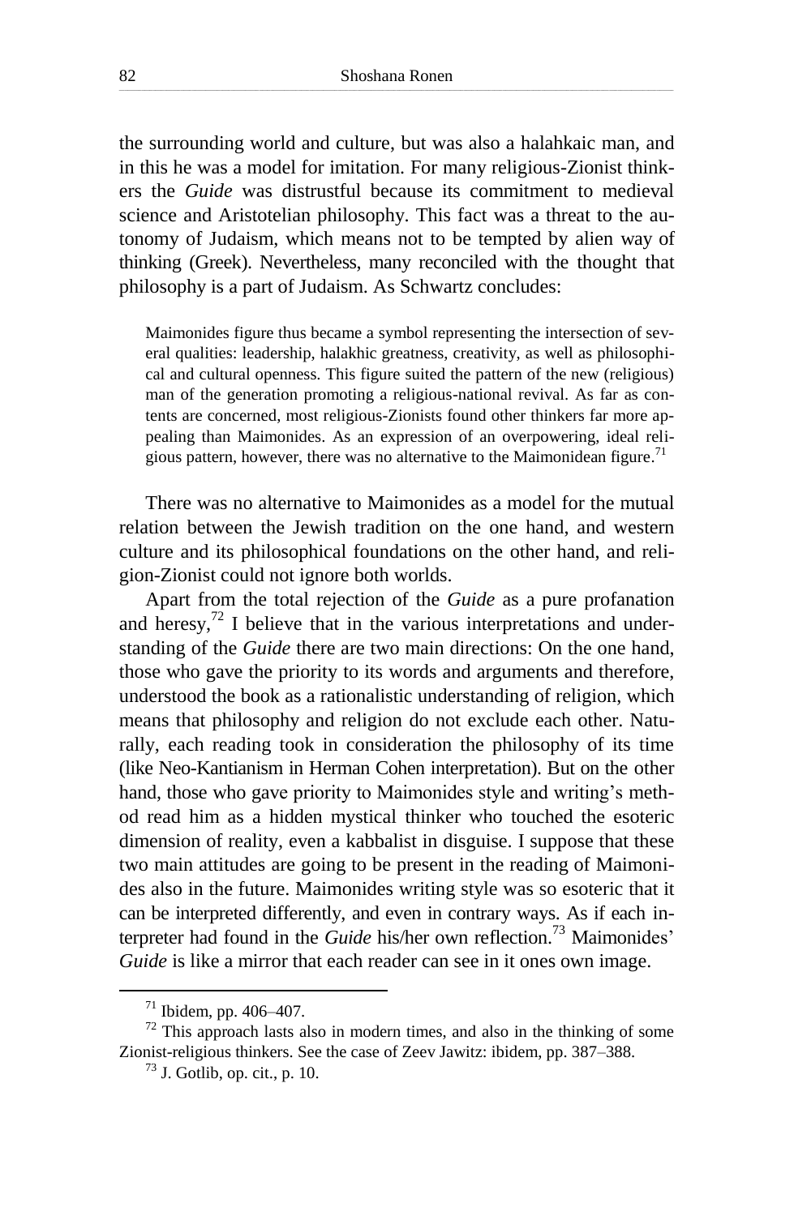the surrounding world and culture, but was also a halahkaic man, and in this he was a model for imitation. For many religious-Zionist thinkers the *Guide* was distrustful because its commitment to medieval science and Aristotelian philosophy. This fact was a threat to the autonomy of Judaism, which means not to be tempted by alien way of thinking (Greek). Nevertheless, many reconciled with the thought that philosophy is a part of Judaism. As Schwartz concludes:

> Maimonides figure thus became a symbol representing the intersection of several qualities: leadership, halakhic greatness, creativity, as well as philosophical and cultural openness. This figure suited the pattern of the new (religious) man of the generation promoting a religious-national revival. As far as contents are concerned, most religious-Zionists found other thinkers far more appealing than Maimonides. As an expression of an overpowering, ideal religious pattern, however, there was no alternative to the Maimonidean figure.[71]

There was no alternative to Maimonides as a model for the mutual relation between the Jewish tradition on the one hand, and western culture and its philosophical foundations on the other hand, and religion-Zionist could not ignore both worlds.

Apart from the total rejection of the *Guide* as a pure profanation and heresy,[72] I believe that in the various interpretations and understanding of the *Guide* there are two main directions: On the one hand, those who gave the priority to its words and arguments and therefore, understood the book as a rationalistic understanding of religion, which means that philosophy and religion do not exclude each other. Naturally, each reading took in consideration the philosophy of its time (like Neo-Kantianism in Herman Cohen interpretation). But on the other hand, those who gave priority to Maimonides style and writing's method read him as a hidden mystical thinker who touched the esoteric dimension of reality, even a kabbalist in disguise. I suppose that these two main attitudes are going to be present in the reading of Maimonides also in the future. Maimonides writing style was so esoteric that it can be interpreted differently, and even in contrary ways. As if each interpreter had found in the *Guide* his/her own reflection.[73] Maimonides' *Guide* is like a mirror that each reader can see in it ones own image.

---

[71] Ibidem, pp. 406–407.

[72] This approach lasts also in modern times, and also in the thinking of some Zionist-religious thinkers. See the case of Zeev Jawitz: ibidem, pp. 387–388.

[73] J. Gotlib, op. cit., p. 10.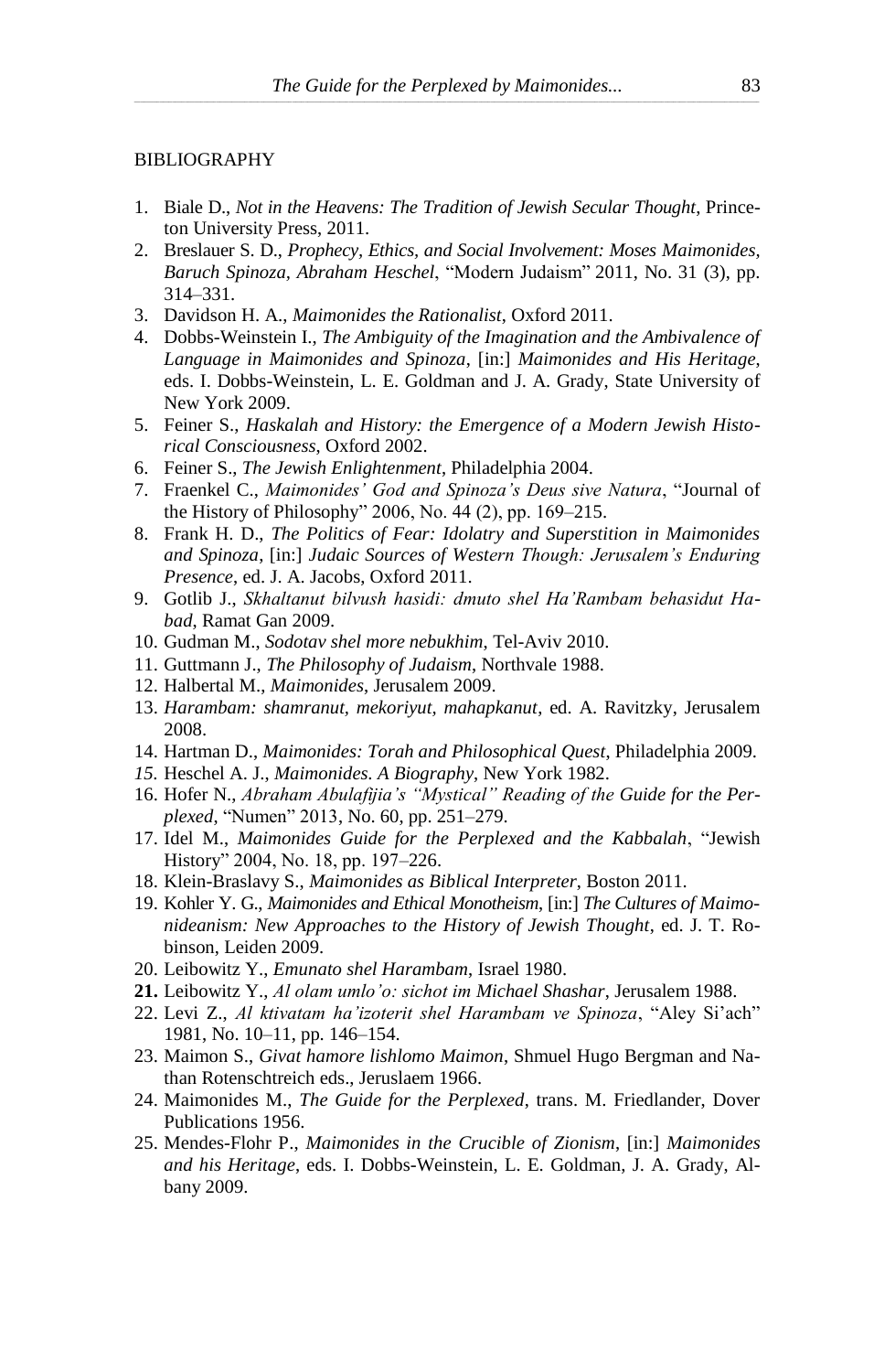BIBLIOGRAPHY

1. Biale D., *Not in the Heavens: The Tradition of Jewish Secular Thought*, Princeton University Press, 2011.
2. Breslauer S. D., *Prophecy, Ethics, and Social Involvement: Moses Maimonides, Baruch Spinoza, Abraham Heschel*, "Modern Judaism" 2011, No. 31 (3), pp. 314–331.
3. Davidson H. A., *Maimonides the Rationalist*, Oxford 2011.
4. Dobbs-Weinstein I., *The Ambiguity of the Imagination and the Ambivalence of Language in Maimonides and Spinoza*, [in:] *Maimonides and His Heritage*, eds. I. Dobbs-Weinstein, L. E. Goldman and J. A. Grady, State University of New York 2009.
5. Feiner S., *Haskalah and History: the Emergence of a Modern Jewish Historical Consciousness*, Oxford 2002.
6. Feiner S., *The Jewish Enlightenment*, Philadelphia 2004.
7. Fraenkel C., *Maimonides' God and Spinoza's Deus sive Natura*, "Journal of the History of Philosophy" 2006, No. 44 (2), pp. 169–215.
8. Frank H. D., *The Politics of Fear: Idolatry and Superstition in Maimonides and Spinoza*, [in:] *Judaic Sources of Western Though: Jerusalem's Enduring Presence*, ed. J. A. Jacobs, Oxford 2011.
9. Gotlib J., *Skhaltanut bilvush hasidi: dmuto shel Ha'Rambam behasidut Habad*, Ramat Gan 2009.
10. Gudman M., *Sodotav shel more nebukhim*, Tel-Aviv 2010.
11. Guttmann J., *The Philosophy of Judaism*, Northvale 1988.
12. Halbertal M., *Maimonides*, Jerusalem 2009.
13. *Harambam: shamranut, mekoriyut, mahapkanut*, ed. A. Ravitzky, Jerusalem 2008.
14. Hartman D., *Maimonides: Torah and Philosophical Quest*, Philadelphia 2009.
15. Heschel A. J., *Maimonides. A Biography*, New York 1982.
16. Hofer N., *Abraham Abulafijia's "Mystical" Reading of the Guide for the Perplexed*, "Numen" 2013, No. 60, pp. 251–279.
17. Idel M., *Maimonides Guide for the Perplexed and the Kabbalah*, "Jewish History" 2004, No. 18, pp. 197–226.
18. Klein-Braslavy S., *Maimonides as Biblical Interpreter*, Boston 2011.
19. Kohler Y. G., *Maimonides and Ethical Monotheism*, [in:] *The Cultures of Maimonideanism: New Approaches to the History of Jewish Thought*, ed. J. T. Robinson, Leiden 2009.
20. Leibowitz Y., *Emunato shel Harambam*, Israel 1980.
21. Leibowitz Y., *Al olam umlo'o: sichot im Michael Shashar*, Jerusalem 1988.
22. Levi Z., *Al ktivatam ha'izoterit shel Harambam ve Spinoza*, "Aley Si'ach" 1981, No. 10–11, pp. 146–154.
23. Maimon S., *Givat hamore lishlomo Maimon*, Shmuel Hugo Bergman and Nathan Rotenschtreich eds., Jeruslaem 1966.
24. Maimonides M., *The Guide for the Perplexed*, trans. M. Friedlander, Dover Publications 1956.
25. Mendes-Flohr P., *Maimonides in the Crucible of Zionism*, [in:] *Maimonides and his Heritage*, eds. I. Dobbs-Weinstein, L. E. Goldman, J. A. Grady, Albany 2009.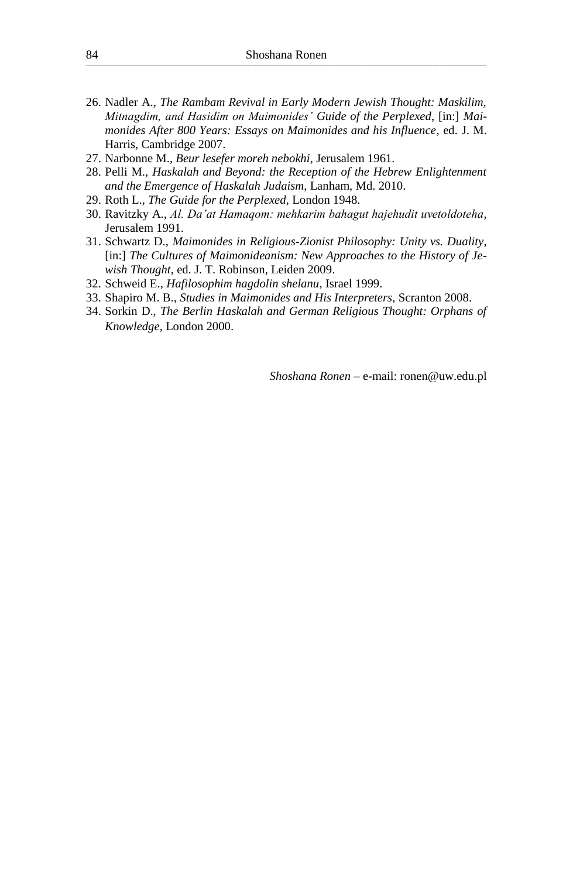26. Nadler A., *The Rambam Revival in Early Modern Jewish Thought: Maskilim, Mitnagdim, and Hasidim on Maimonides' Guide of the Perplexed*, [in:] *Maimonides After 800 Years: Essays on Maimonides and his Influence*, ed. J. M. Harris, Cambridge 2007.
27. Narbonne M., *Beur lesefer moreh nebokhi*, Jerusalem 1961.
28. Pelli M., *Haskalah and Beyond: the Reception of the Hebrew Enlightenment and the Emergence of Haskalah Judaism*, Lanham, Md. 2010.
29. Roth L., *The Guide for the Perplexed*, London 1948.
30. Ravitzky A., *Al. Da'at Hamaqom: mehkarim bahagut hajehudit uvetoldoteha*, Jerusalem 1991.
31. Schwartz D., *Maimonides in Religious-Zionist Philosophy: Unity vs. Duality*, [in:] *The Cultures of Maimonideanism: New Approaches to the History of Jewish Thought*, ed. J. T. Robinson, Leiden 2009.
32. Schweid E., *Hafilosophim hagdolin shelanu*, Israel 1999.
33. Shapiro M. B., *Studies in Maimonides and His Interpreters*, Scranton 2008.
34. Sorkin D., *The Berlin Haskalah and German Religious Thought: Orphans of Knowledge*, London 2000.

*Shoshana Ronen* – e-mail: ronen@uw.edu.pl